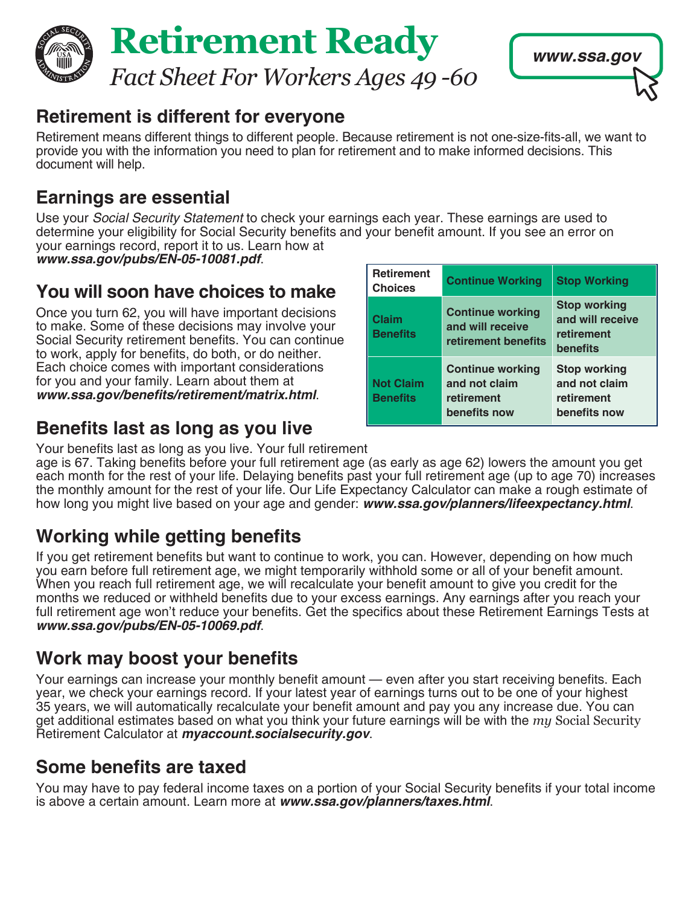# Retirement Ready

*Fact Sheet For Workers Ages 49 -60*

***www.ssa.gov***

## Retirement is different for everyone

Retirement means different things to different people. Because retirement is not one-size-fits-all, we want to provide you with the information you need to plan for retirement and to make informed decisions. This document will help.

## Earnings are essential

Use your *Social Security Statement* to check your earnings each year. These earnings are used to determine your eligibility for Social Security benefits and your benefit amount. If you see an error on your earnings record, report it to us. Learn how at ***www.ssa.gov/pubs/EN-05-10081.pdf***.

## You will soon have choices to make

Once you turn 62, you will have important decisions to make. Some of these decisions may involve your Social Security retirement benefits. You can continue to work, apply for benefits, do both, or do neither. Each choice comes with important considerations for you and your family. Learn about them at ***www.ssa.gov/benefits/retirement/matrix.html***.

| Retirement Choices | Continue Working | Stop Working |
|---|---|---|
| **Claim Benefits** | **Continue working and will receive retirement benefits** | **Stop working and will receive retirement benefits** |
| **Not Claim Benefits** | **Continue working and not claim retirement benefits now** | **Stop working and not claim retirement benefits now** |

## Benefits last as long as you live

Your benefits last as long as you live. Your full retirement age is 67. Taking benefits before your full retirement age (as early as age 62) lowers the amount you get each month for the rest of your life. Delaying benefits past your full retirement age (up to age 70) increases the monthly amount for the rest of your life. Our Life Expectancy Calculator can make a rough estimate of how long you might live based on your age and gender: ***www.ssa.gov/planners/lifeexpectancy.html***.

## Working while getting benefits

If you get retirement benefits but want to continue to work, you can. However, depending on how much you earn before full retirement age, we might temporarily withhold some or all of your benefit amount. When you reach full retirement age, we will recalculate your benefit amount to give you credit for the months we reduced or withheld benefits due to your excess earnings. Any earnings after you reach your full retirement age won't reduce your benefits. Get the specifics about these Retirement Earnings Tests at ***www.ssa.gov/pubs/EN-05-10069.pdf***.

## Work may boost your benefits

Your earnings can increase your monthly benefit amount — even after you start receiving benefits. Each year, we check your earnings record. If your latest year of earnings turns out to be one of your highest 35 years, we will automatically recalculate your benefit amount and pay you any increase due. You can get additional estimates based on what you think your future earnings will be with the *my* Social Security Retirement Calculator at ***myaccount.socialsecurity.gov***.

## Some benefits are taxed

You may have to pay federal income taxes on a portion of your Social Security benefits if your total income is above a certain amount. Learn more at ***www.ssa.gov/planners/taxes.html***.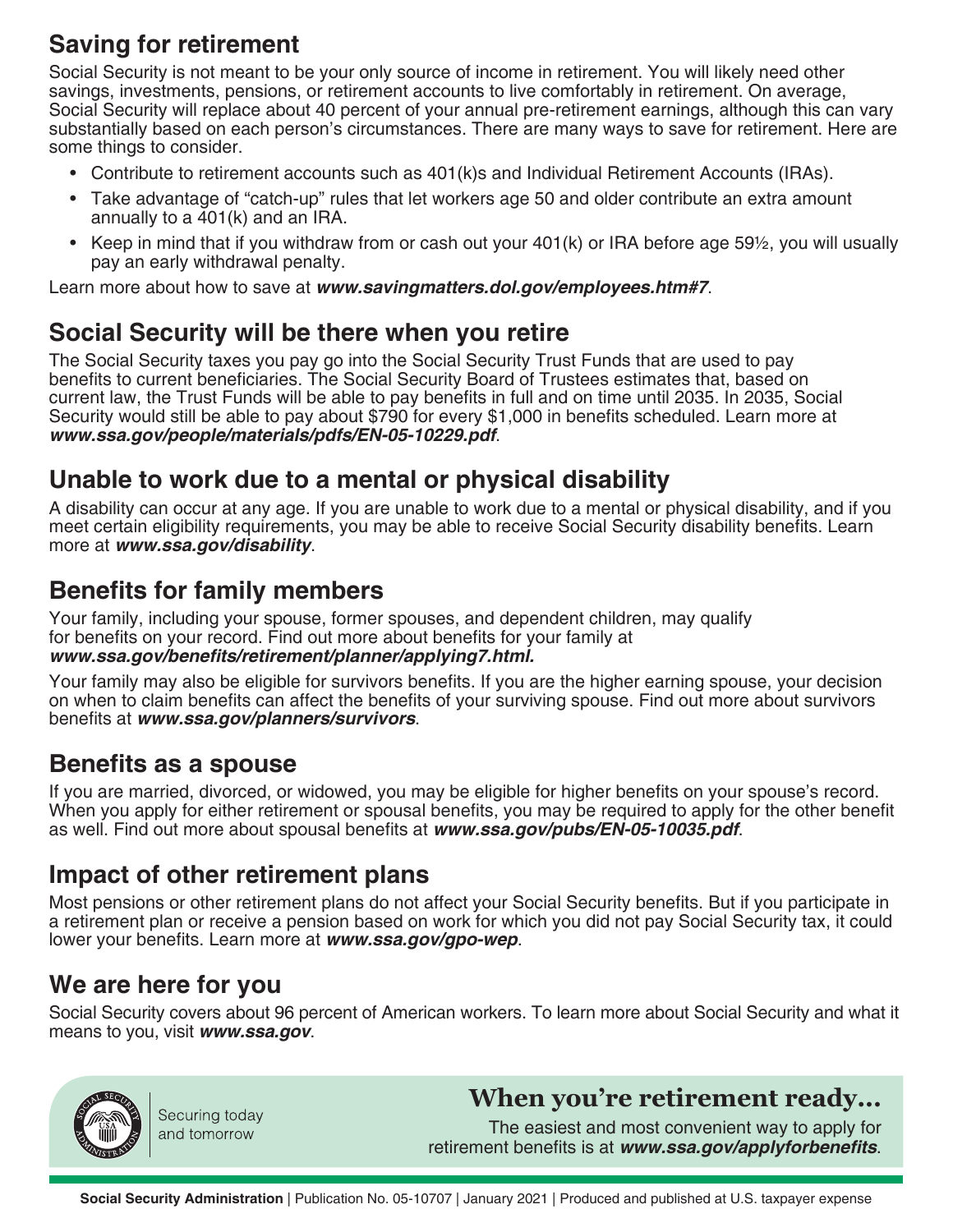## Saving for retirement

Social Security is not meant to be your only source of income in retirement. You will likely need other savings, investments, pensions, or retirement accounts to live comfortably in retirement. On average, Social Security will replace about 40 percent of your annual pre-retirement earnings, although this can vary substantially based on each person's circumstances. There are many ways to save for retirement. Here are some things to consider.

- Contribute to retirement accounts such as 401(k)s and Individual Retirement Accounts (IRAs).
- Take advantage of "catch-up" rules that let workers age 50 and older contribute an extra amount annually to a 401(k) and an IRA.
- Keep in mind that if you withdraw from or cash out your 401(k) or IRA before age 59½, you will usually pay an early withdrawal penalty.

Learn more about how to save at ***www.savingmatters.dol.gov/employees.htm#7***.

## Social Security will be there when you retire

The Social Security taxes you pay go into the Social Security Trust Funds that are used to pay benefits to current beneficiaries. The Social Security Board of Trustees estimates that, based on current law, the Trust Funds will be able to pay benefits in full and on time until 2035. In 2035, Social Security would still be able to pay about $790 for every $1,000 in benefits scheduled. Learn more at ***www.ssa.gov/people/materials/pdfs/EN-05-10229.pdf***.

## Unable to work due to a mental or physical disability

A disability can occur at any age. If you are unable to work due to a mental or physical disability, and if you meet certain eligibility requirements, you may be able to receive Social Security disability benefits. Learn more at ***www.ssa.gov/disability***.

## Benefits for family members

Your family, including your spouse, former spouses, and dependent children, may qualify for benefits on your record. Find out more about benefits for your family at ***www.ssa.gov/benefits/retirement/planner/applying7.html.***

Your family may also be eligible for survivors benefits. If you are the higher earning spouse, your decision on when to claim benefits can affect the benefits of your surviving spouse. Find out more about survivors benefits at ***www.ssa.gov/planners/survivors***.

## Benefits as a spouse

If you are married, divorced, or widowed, you may be eligible for higher benefits on your spouse's record. When you apply for either retirement or spousal benefits, you may be required to apply for the other benefit as well. Find out more about spousal benefits at ***www.ssa.gov/pubs/EN-05-10035.pdf***.

## Impact of other retirement plans

Most pensions or other retirement plans do not affect your Social Security benefits. But if you participate in a retirement plan or receive a pension based on work for which you did not pay Social Security tax, it could lower your benefits. Learn more at ***www.ssa.gov/gpo-wep***.

## We are here for you

Social Security covers about 96 percent of American workers. To learn more about Social Security and what it means to you, visit ***www.ssa.gov***.

Securing today and tomorrow

### When you're retirement ready...

The easiest and most convenient way to apply for retirement benefits is at ***www.ssa.gov/applyforbenefits***.

**Social Security Administration** | Publication No. 05-10707 | January 2021 | Produced and published at U.S. taxpayer expense